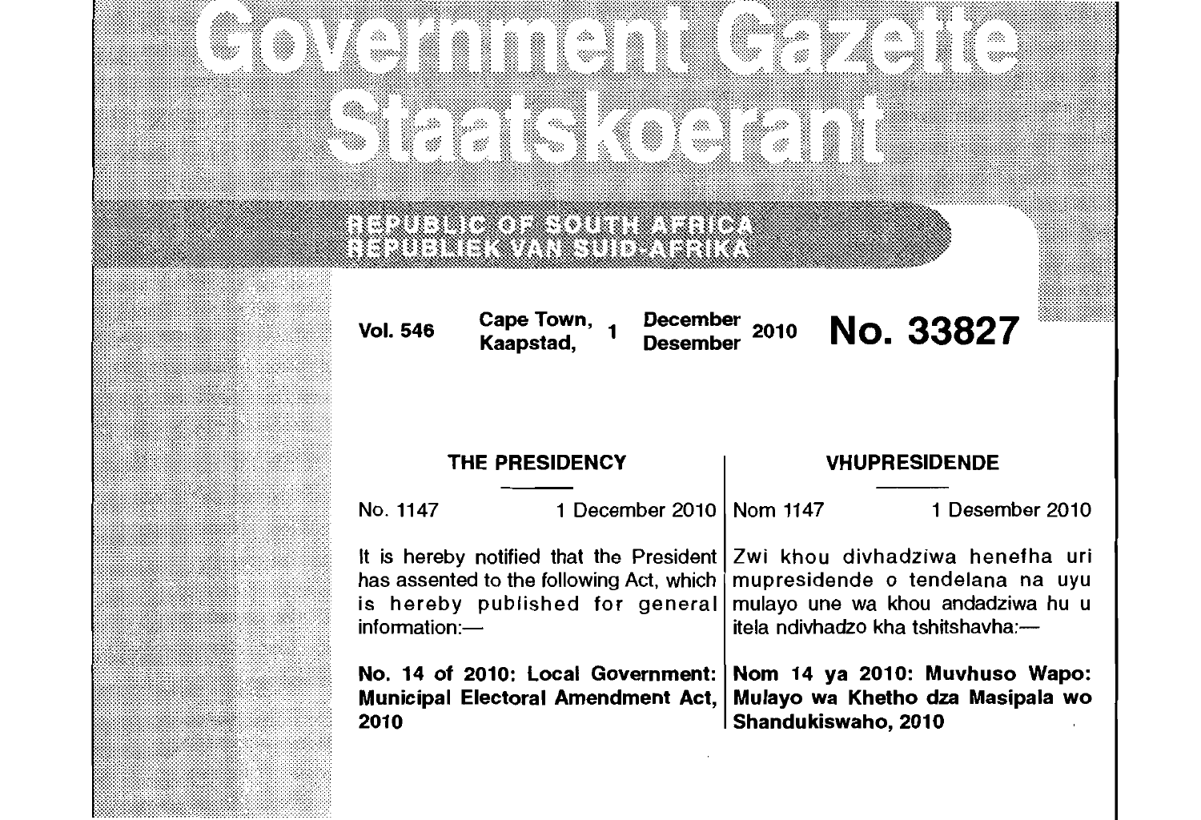# Government Gazette
# Staatskoerant

REPUBLIC OF SOUTH AFRICA
REPUBLIEK VAN SUID-AFRIKA

Vol. 546 Cape Town, Kaapstad, 1 December Desember 2010 **No. 33827**

## THE PRESIDENCY

No. 1147 1 December 2010

It is hereby notified that the President has assented to the following Act, which is hereby published for general information:—

**No. 14 of 2010: Local Government: Municipal Electoral Amendment Act, 2010**

## VHUPRESIDENDE

Nom 1147 1 Desember 2010

Zwi khou divhadziwa henefha uri mupresidende o tendelana na uyu mulayo une wa khou andadziwa hu u itela ndivhadzo kha tshitshavha:—

**Nom 14 ya 2010: Muvhuso Wapo: Mulayo wa Khetho dza Masipala wo Shandukiswaho, 2010**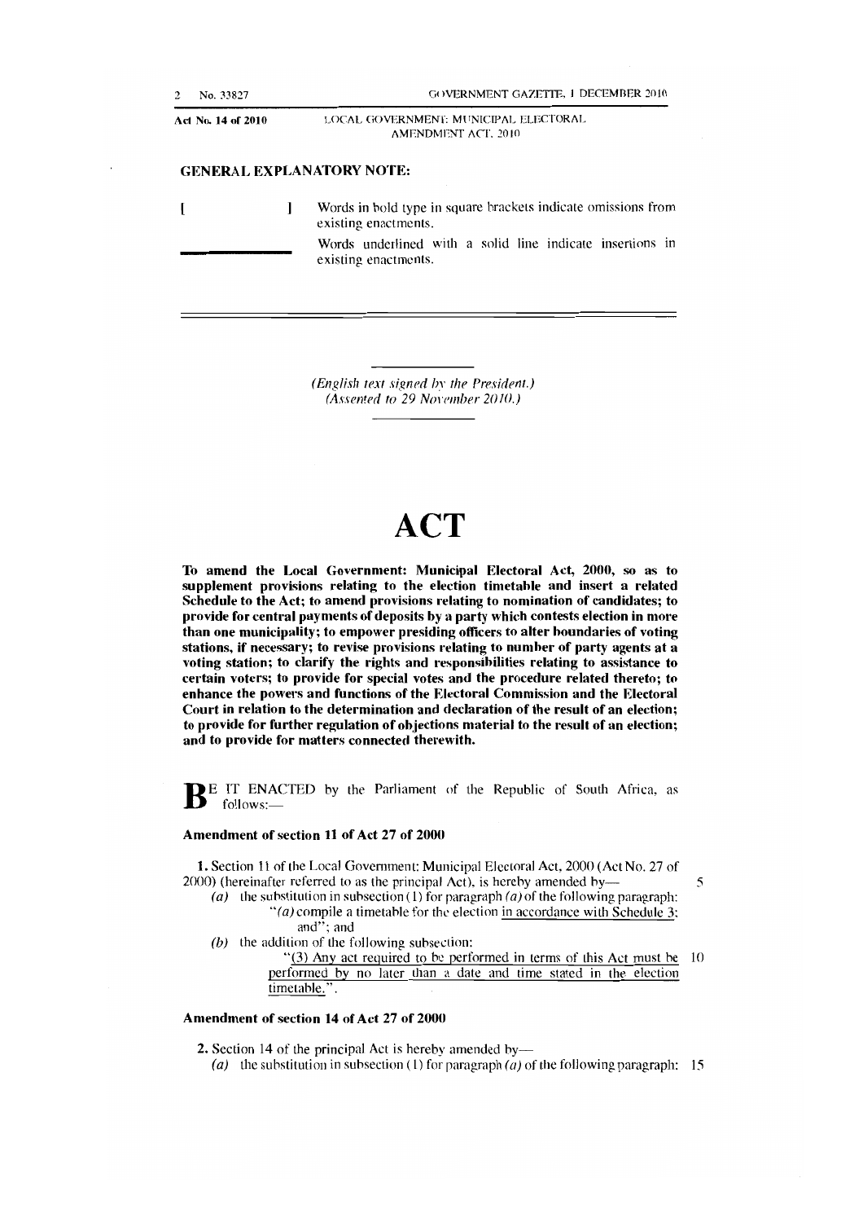## GENERAL EXPLANATORY NOTE:

[ ] Words in bold type in square brackets indicate omissions from existing enactments.

\_\_\_\_\_ Words underlined with a solid line indicate insertions in existing enactments.

*(English text signed by the President.)*
*(Assented to 29 November 2010.)*

# ACT

**To amend the Local Government: Municipal Electoral Act, 2000, so as to supplement provisions relating to the election timetable and insert a related Schedule to the Act; to amend provisions relating to nomination of candidates; to provide for central payments of deposits by a party which contests election in more than one municipality; to empower presiding officers to alter boundaries of voting stations, if necessary; to revise provisions relating to number of party agents at a voting station; to clarify the rights and responsibilities relating to assistance to certain voters; to provide for special votes and the procedure related thereto; to enhance the powers and functions of the Electoral Commission and the Electoral Court in relation to the determination and declaration of the result of an election; to provide for further regulation of objections material to the result of an election; and to provide for matters connected therewith.**

BE IT ENACTED by the Parliament of the Republic of South Africa, as follows:—

### Amendment of section 11 of Act 27 of 2000

**1.** Section 11 of the Local Government: Municipal Electoral Act, 2000 (Act No. 27 of 2000) (hereinafter referred to as the principal Act), is hereby amended by—

*(a)* the substitution in subsection (1) for paragraph *(a)* of the following paragraph:

"*(a)* compile a timetable for the election <u>in accordance with Schedule 3</u>; and"; and

*(b)* the addition of the following subsection:

"<u>(3) Any act required to be performed in terms of this Act must be performed by no later than a date and time stated in the election timetable.</u>".

### Amendment of section 14 of Act 27 of 2000

**2.** Section 14 of the principal Act is hereby amended by—

*(a)* the substitution in subsection (1) for paragraph *(a)* of the following paragraph: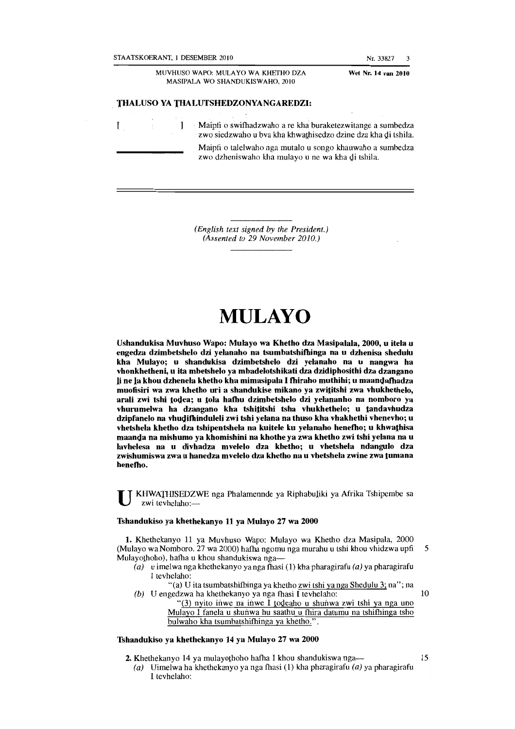MUVHUSO WAPO: MULAYO WA KHETHO DZA MASIPALA WO SHANDUKISWAHO, 2010

Wet Nr. 14 van 2010

**ṰHALUSO YA ṰHALUTSHEDZONYANGAREDZI:**

[ ] Maipfi o swifhadzwaho a re kha buraketezwitange a sumbedza zwo siedzwaho u bva kha khwaṱhisedzo dzine dza kha ḓi tshila.

\_\_\_\_\_\_\_\_ Maipfi o talelwaho nga mutalo u songo khauwaho a sumbedza zwo dzheniswaho kha mulayo u ne wa kha ḓi tshila.

*(English text signed by the President.)*
*(Assented to 29 November 2010.)*

# MULAYO

**Ushandukisa Muvhuso Wapo: Mulayo wa Khetho dza Masipalala, 2000, u itela u engedza dzimbetshelo dzi yelanaho na tsumbatshifhinga na u dzhenisa shedulu kha Mulayo; u shandukisa dzimbetshelo dzi yelanaho na u nangwa ha vhonkhetheni, u ita mbetshelo ya mbadelotshikati dza dzidiphosithi dza dzangano ḽi ne ḽa khou dzhenela khetho kha mimasipala I fhiraho muthihi; u maanḓafhadza muofisiri wa zwa khetho uri a shandukise mikano ya zwiṱitshi zwa vhukhethelo, arali zwi tshi ṱoḓea; u ṱola hafhu dzimbetshelo dzi yelananho na nomboro ya vhurumelwa ha dzangano kha tshiṱitshi tsha vhukhethelo; u ṱandavhudza dzipfanelo na vhuḓifhinduleli zwi tshi yelana na thuso kha vhakhethi vhenevho; u vhetshela khetho dza tshipentshela na kuitele ku yelanaho henefho; u khwaṭhisa maanḓa na mishumo ya khomishini na khothe ya zwa khetho zwi tshi yelana na u lavhelesa na u divhadza mvelelo dza khetho; u vhetshela ndangulo dza zwishumiswa zwa u hanedza mvelelo dza khetho na u vhetshela zwine zwa ṱumana henefho.**

U KHWAṰHISEDZWE nga Phalamennde ya Riphabuḽiki ya Afrika Tshipembe sa zwi tevhelaho:—

**Tshandukiso ya khethekanyo 11 ya Mulayo 27 wa 2000**

**1.** Khethekanyo 11 ya Muvhuso Wapo: Mulayo wa Khetho dza Masipala, 2000 (Mulayo wa Nomboro. 27 wa 2000) hafha ngomu nga murahu u tshi khou vhidzwa upfi Mulayoṭhoho), hafha u khou shandukiswa nga—

(*a*) u imelwa nga khethekanyo ya nga fhasi (1) kha pharagirafu (*a*) ya pharagirafu I tevhelaho:

"(a) U ita tsumbatshifhinga ya khetho zwi tshi ya nga Shedulu 3; na"; na

(*b*) U engedzwa ha khethekanyo ya nga fhasi I tevhelaho:

"(3) nyito iṅwe na iṅwe I ṱoḓeaho u shuṅwa zwi tshi ya nga uno Mulayo I fanela u shuṅwa hu saathu u fhira datumu na tshifhinga tsho bulwaho kha tsumbatshifhinga ya khetho.".

**Tshandukiso ya khethekanyo 14 ya Mulayo 27 wa 2000**

**2.** Khethekanyo 14 ya mulayoṭhoho hafha I khou shandukiswa nga—

(*a*) Uimelwa ha khethekanyo ya nga fhasi (1) kha pharagirafu (*a*) ya pharagirafu I tevhelaho: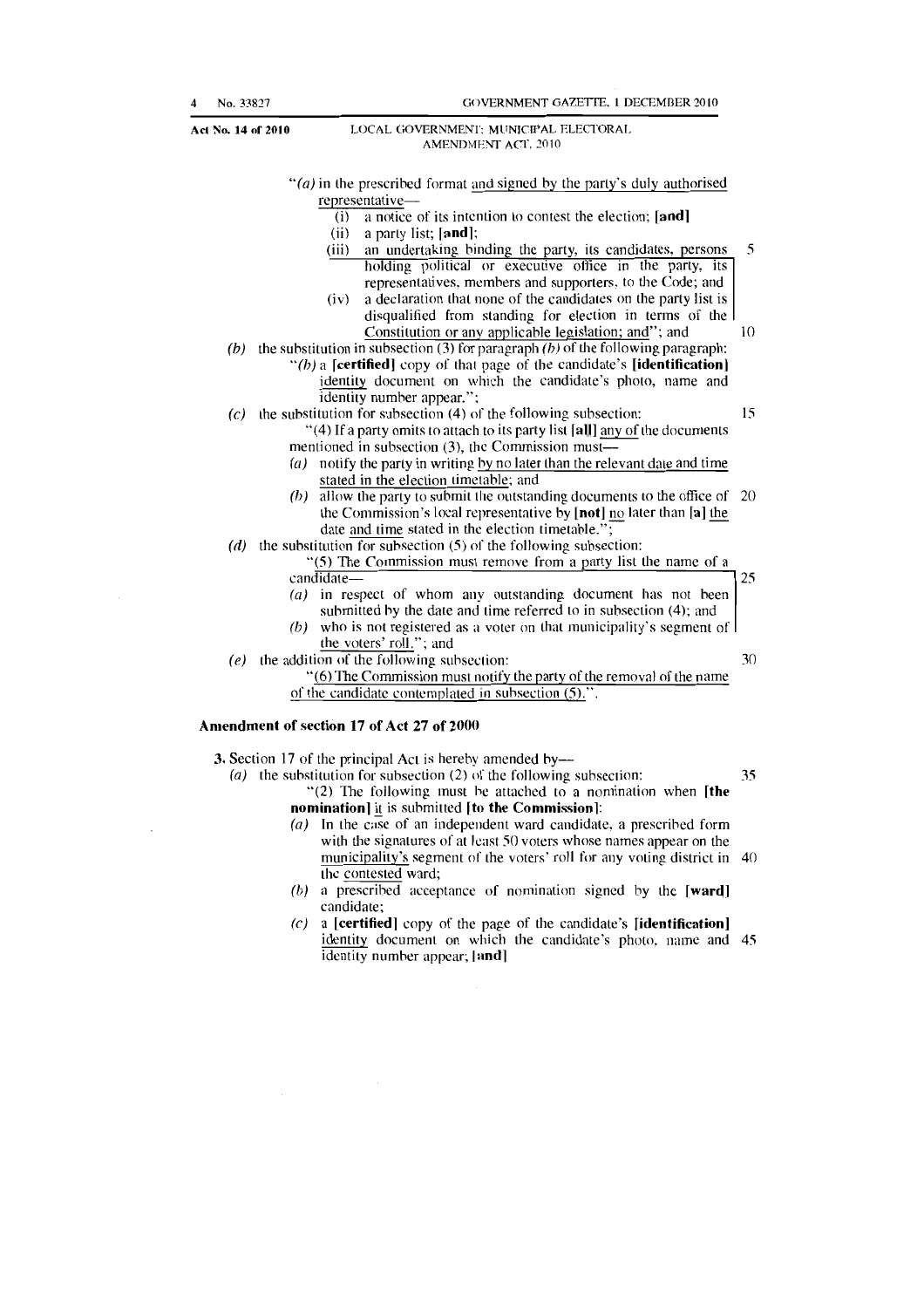"(a) in the prescribed format and signed by the party's duly authorised representative—

(i) a notice of its intention to contest the election; **[and]**

(ii) a party list; **[and]**;

(iii) an undertaking binding the party, its candidates, persons holding political or executive office in the party, its representatives, members and supporters, to the Code; and

(iv) a declaration that none of the candidates on the party list is disqualified from standing for election in terms of the Constitution or any applicable legislation; and"; and

(b) the substitution in subsection (3) for paragraph (b) of the following paragraph:

"(b) a **[certified]** copy of that page of the candidate's **[identification]** identity document on which the candidate's photo, name and identity number appear.";

(c) the substitution for subsection (4) of the following subsection:

"(4) If a party omits to attach to its party list **[all]** any of the documents mentioned in subsection (3), the Commission must—

(a) notify the party in writing by no later than the relevant date and time stated in the election timetable; and

(b) allow the party to submit the outstanding documents to the office of the Commission's local representative by **[not]** no later than **[a]** the date and time stated in the election timetable.";

(d) the substitution for subsection (5) of the following subsection:

"(5) The Commission must remove from a party list the name of a candidate—

(a) in respect of whom any outstanding document has not been submitted by the date and time referred to in subsection (4); and

(b) who is not registered as a voter on that municipality's segment of the voters' roll."; and

(e) the addition of the following subsection:

"(6) The Commission must notify the party of the removal of the name of the candidate contemplated in subsection (5).".

## Amendment of section 17 of Act 27 of 2000

**3.** Section 17 of the principal Act is hereby amended by—

(a) the substitution for subsection (2) of the following subsection:

"(2) The following must be attached to a nomination when **[the nomination]** it is submitted **[to the Commission]**:

(a) In the case of an independent ward candidate, a prescribed form with the signatures of at least 50 voters whose names appear on the municipality's segment of the voters' roll for any voting district in the contested ward;

(b) a prescribed acceptance of nomination signed by the **[ward]** candidate;

(c) a **[certified]** copy of the page of the candidate's **[identification]** identity document on which the candidate's photo, name and identity number appear; **[and]**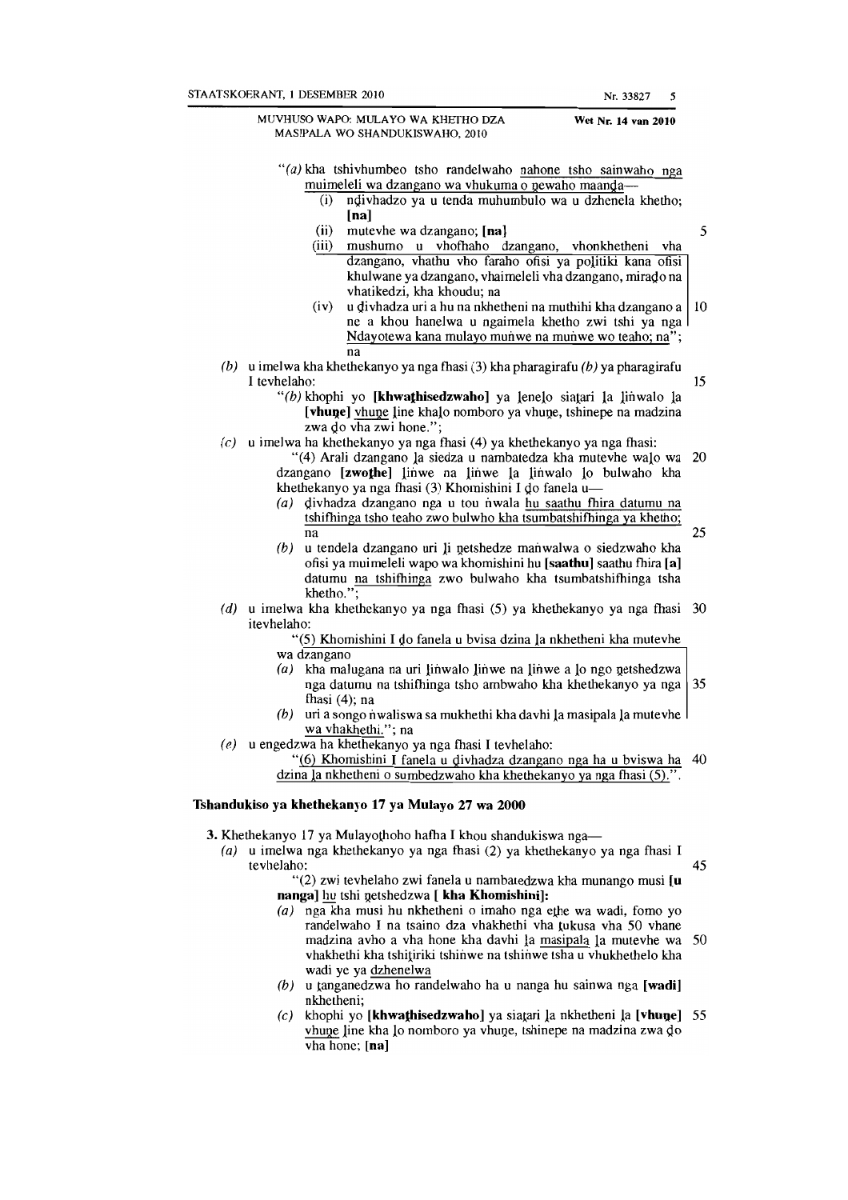"(a) kha tshivhumbeo tsho randelwaho nahone tsho sainwaho nga muimeleli wa dzangano wa vhukuma o ṋewaho maanḓa—

(i) nḓivhadzo ya u tenda muhumbulo wa u dzhenela khetho; **[na]**

(ii) mutevhe wa dzangano; **[na]**

(iii) mushumo u vhofhaho dzangano, vhonkhetheni vha dzangano, vhathu vho faraho ofisi ya poḽitiki kana ofisi khulwane ya dzangano, vhaimeleli vha dzangano, miraḓo na vhatikedzi, kha khoudu; na

(iv) u ḓivhadza uri a hu na nkhetheni na muthihi kha dzangano a ne a khou hanelwa u ngaimela khetho zwi tshi ya nga Ndayotewa kana mulayo muṅwe na muṅwe wo teaho; na"; na

(b) u imelwa kha khethekanyo ya nga fhasi (3) kha pharagirafu (b) ya pharagirafu I tevhelaho:

"(b) khophi yo **[khwaṱhisedzwaho]** ya ḽeneḽo siaṱari ḽa ḽiṅwalo ḽa **[vhuṋe]** vhuṋe ḽine khaḽo nomboro ya vhuṋe, tshinepe na madzina zwa ḓo vha zwi hone.";

(c) u imelwa ha khethekanyo ya nga fhasi (4) ya khethekanyo ya nga fhasi:

"(4) Arali dzangano ḽa siedza u nambatedza kha mutevhe waḽo wa dzangano **[zwoṱhe]** ḽiṅwe na ḽiṅwe ḽa ḽiṅwalo ḽo bulwaho kha khethekanyo ya nga fhasi (3) Khomishini I ḓo fanela u—

(a) ḓivhadza dzangano nga u tou ṅwala hu saathu fhira datumu na tshifhinga tsho teaho zwo bulwho kha tsumbatshifhinga ya khetho; na

(b) u tendela dzangano uri ḽi ṋetshedze maṅwalwa o siedzwaho kha ofisi ya muimeleli wapo wa khomishini hu **[saathu]** saathu fhira **[a]** datumu na tshifhinga zwo bulwaho kha tsumbatshifhinga tsha khetho.";

(d) u imelwa kha khethekanyo ya nga fhasi (5) ya khethekanyo ya nga fhasi itevhelaho:

"(5) Khomishini I ḓo fanela u bvisa dzina ḽa nkhetheni kha mutevhe wa dzangano

(a) kha malugana na uri ḽiṅwalo ḽiṅwe na ḽiṅwe a ḽo ngo ṋetshedzwa nga datumu na tshifhinga tsho ambwaho kha khethekanyo ya nga fhasi (4); na

(b) uri a songo ṅwaliswa sa mukhethi kha davhi ḽa masipala ḽa mutevhe wa vhakhethi."; na

(e) u engedzwa ha khethekanyo ya nga fhasi I tevhelaho:

"(6) Khomishini I fanela u ḓivhadza dzangano nga ha u bviswa ha dzina ḽa nkhetheni o sumbedzwaho kha khethekanyo ya nga fhasi (5).".

## Tshandukiso ya khethekanyo 17 ya Mulayo 27 wa 2000

**3.** Khethekanyo 17 ya Mulayoṱhoho hafha I khou shandukiswa nga—

(a) u imelwa nga khethekanyo ya nga fhasi (2) ya khethekanyo ya nga fhasi I tevhelaho:

"(2) zwi tevhelaho zwi fanela u nambatedzwa kha munango musi **[u nanga]** hu tshi ṋetshedzwa **[ kha Khomishini]**:

(a) nga kha musi hu nkhetheni o imaho nga eṱhe wa wadi, fomo yo randelwaho I na tsaino dza vhakhethi vha ṱukusa vha 50 vhane madzina avho a vha hone kha davhi ḽa masipala ḽa mutevhe wa vhakhethi kha tshiṱiriki tshiṅwe na tshiṅwe tsha u vhukhethelo kha wadi ye ya dzhenelwa

(b) u ṱanganedzwa ho randelwaho ha u nanga hu sainwa nga **[wadi]** nkhetheni;

(c) khophi yo **[khwaṱhisedzwaho]** ya siaṱari ḽa nkhetheni ḽa **[vhuṋe]** vhuṋe ḽine kha ḽo nomboro ya vhuṋe, tshinepe na madzina zwa ḓo vha hone; **[na]**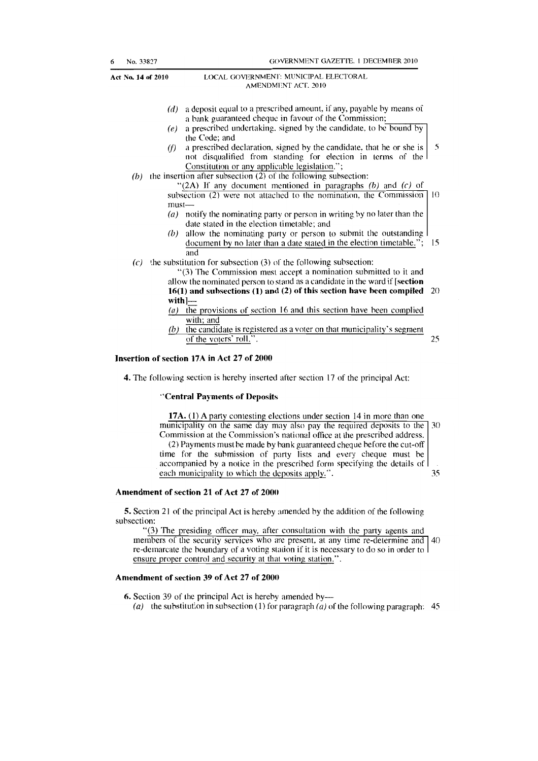(d) a deposit equal to a prescribed amount, if any, payable by means of a bank guaranteed cheque in favour of the Commission;

(e) a prescribed undertaking, signed by the candidate, to be bound by the Code; and

(f) a prescribed declaration, signed by the candidate, that he or she is not disqualified from standing for election in terms of the Constitution or any applicable legislation.";

(b) the insertion after subsection (2) of the following subsection:

"(2A) If any document mentioned in paragraphs (b) and (c) of subsection (2) were not attached to the nomination, the Commission must—

(a) notify the nominating party or person in writing by no later than the date stated in the election timetable; and

(b) allow the nominating party or person to submit the outstanding document by no later than a date stated in the election timetable."; and

(c) the substitution for subsection (3) of the following subsection:

"(3) The Commission must accept a nomination submitted to it and allow the nominated person to stand as a candidate in the ward if **[section 16(1) and subsections (1) and (2) of this section have been compiled with]**—

(a) the provisions of section 16 and this section have been complied with; and

(b) the candidate is registered as a voter on that municipality's segment of the voters' roll.".

### Insertion of section 17A in Act 27 of 2000

**4.** The following section is hereby inserted after section 17 of the principal Act:

**"Central Payments of Deposits**

**17A.** (1) A party contesting elections under section 14 in more than one municipality on the same day may also pay the required deposits to the Commission at the Commission's national office at the prescribed address.

(2) Payments must be made by bank guaranteed cheque before the cut-off time for the submission of party lists and every cheque must be accompanied by a notice in the prescribed form specifying the details of each municipality to which the deposits apply.".

### Amendment of section 21 of Act 27 of 2000

**5.** Section 21 of the principal Act is hereby amended by the addition of the following subsection:

"(3) The presiding officer may, after consultation with the party agents and members of the security services who are present, at any time re-determine and re-demarcate the boundary of a voting station if it is necessary to do so in order to ensure proper control and security at that voting station.".

### Amendment of section 39 of Act 27 of 2000

**6.** Section 39 of the principal Act is hereby amended by—

(a) the substitution in subsection (1) for paragraph (a) of the following paragraph: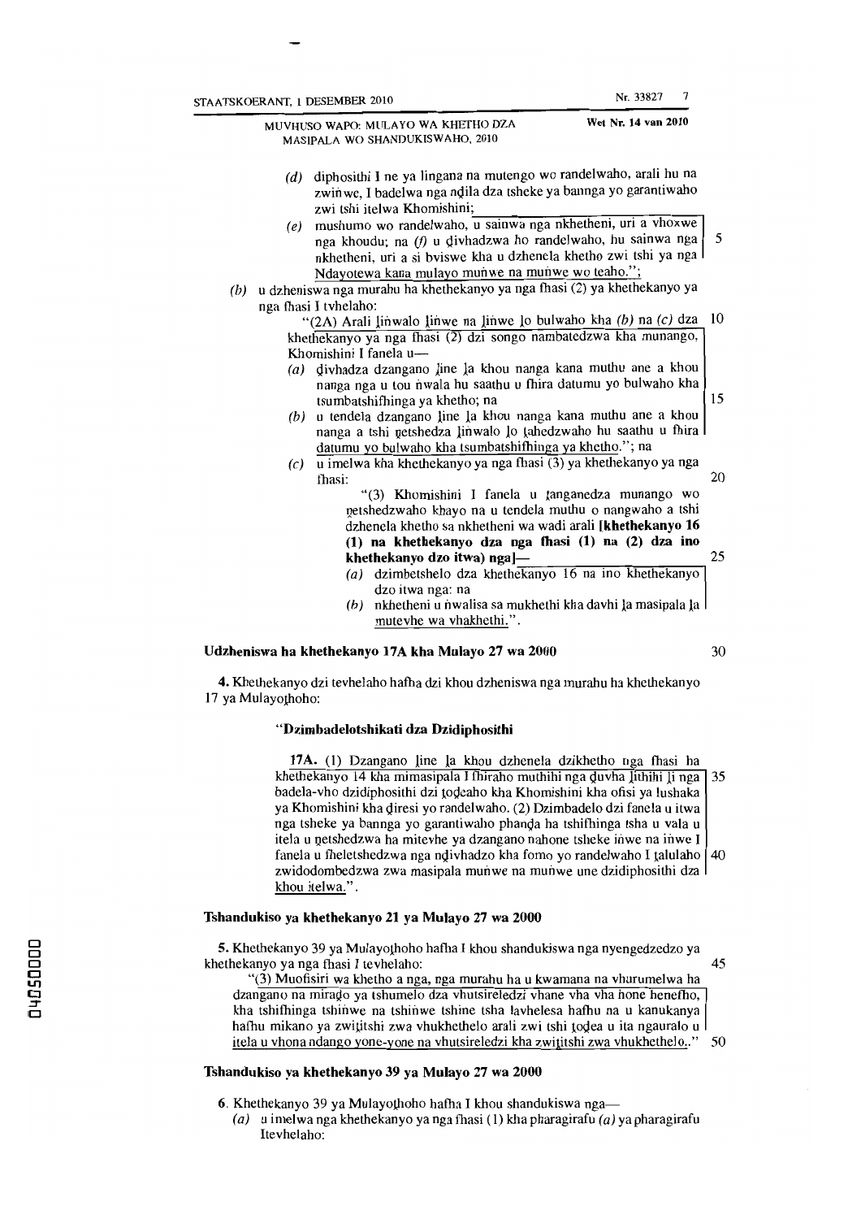(d) diphosithi I ne ya lingana na mutengo wo randelwaho, arali hu na zwiṅwe, I badelwa nga ndila dza tsheke ya bannga yo garantiwaho zwi tshi itelwa Khomishini;

(e) mushumo wo randelwaho, u sainwa nga nkhetheni, uri a vhoxwe nga khoudu; na (f) u ḓivhadzwa ho randelwaho, hu sainwa nga nkhetheni, uri a si bviswe kha u dzhenela khetho zwi tshi ya nga Ndayotewa kana mulayo muṅwe na muṅwe wo teaho.";

(b) u dzheniswa nga murahu ha khethekanyo ya nga fhasi (2) ya khethekanyo ya nga fhasi I tvhelaho:

"(2A) Arali ḽiṅwalo ḽiṅwe na ḽiṅwe ḽo bulwaho kha (b) na (c) dza khethekanyo ya nga fhasi (2) dzi songo nambatedzwa kha munango, Khomishini I fanela u—

(a) ḓivhadza dzangano ḽine ḽa khou nanga kana muthu ane a khou nanga nga u tou ṅwala hu saathu u fhira datumu yo bulwaho kha tsumbatshifhinga ya khetho; na

(b) u tendela dzangano ḽine ḽa khou nanga kana muthu ane a khou nanga a tshi netshedza ḽiṅwalo ḽo ṱahedzwaho hu saathu u fhira datumu yo bulwaho kha tsumbatshifhinga ya khetho."; na

(c) u imelwa kha khethekanyo ya nga fhasi (3) ya khethekanyo ya nga fhasi:

"(3) Khomishini I fanela u ṱanganedza munango wo netshedzwaho khayo na u tendela muthu o nangwaho a tshi dzhenela khetho sa nkhetheni wa wadi arali **[khethekanyo 16 (1) na khethekanyo dza nga fhasi (1) na (2) dza ino khethekanyo dzo itwa) nga]**—

(a) dzimbetshelo dza khethekanyo 16 na ino khethekanyo dzo itwa nga: na

(b) nkhetheni u ṅwalisa sa mukhethi kha davhi ḽa masipala ḽa mutevhe wa vhakhethi.".

### Udzheniswa ha khethekanyo 17A kha Mulayo 27 wa 2000

**4.** Khethekanyo dzi tevhelaho hafha dzi khou dzheniswa nga murahu ha khethekanyo 17 ya Mulayoṱhoho:

**"Dzimbadelotshikati dza Dzidiphosithi**

**17A.** (1) Dzangano ḽine ḽa khou dzhenela dzikhetho nga fhasi ha khethekanyo 14 kha mimasipala I fhiraho muthihi nga ḓuvha ḽithihi ḽi nga badela-vho dzidiphosithi dzi ṱoḓeaho kha Khomishini kha ofisi ya lushaka ya Khomishini kha ḓiresi yo randelwaho. (2) Dzimbadelo dzi fanela u itwa nga tsheke ya bannga yo garantiwaho phanḓa ha tshifhinga tsha u vala u itela u netshedzwa ha mitevhe ya dzangano nahone tsheke iṅwe na iṅwe I fanela u fheletshedzwa nga nḓivhadzo kha fomo yo randelwaho I ṱalulaho zwidodombedzwa zwa masipala muṅwe na muṅwe une dzidiphosithi dza khou itelwa.".

### Tshandukiso ya khethekanyo 21 ya Mulayo 27 wa 2000

**5.** Khethekanyo 39 ya Mulayoṱhoho hafha I khou shandukiswa nga nyengedzedzo ya khethekanyo ya nga fhasi I tevhelaho:

"(3) Muofisiri wa khetho a nga, nga murahu ha u kwamana na vhurumelwa ha dzangano na mirado ya tshumelo dza vhutsireledzi vhane vha vha hone henefho, kha tshifhinga tshiṅwe na tshiṅwe tshine tsha ṱavhelesa hafhu na u kanukanya hafhu mikano ya zwiṱitshi zwa vhukhethelo arali zwi tshi ṱoḓea u ita ngauralo u itela u vhona ndango yone-yone na vhutsireledzi kha zwiṱitshi zwa vhukhethelo.."

### Tshandukiso ya khethekanyo 39 ya Mulayo 27 wa 2000

**6.** Khethekanyo 39 ya Mulayoṱhoho hafha I khou shandukiswa nga—

(a) u imelwa nga khethekanyo ya nga fhasi (1) kha pharagirafu (a) ya pharagirafu Itevhelaho: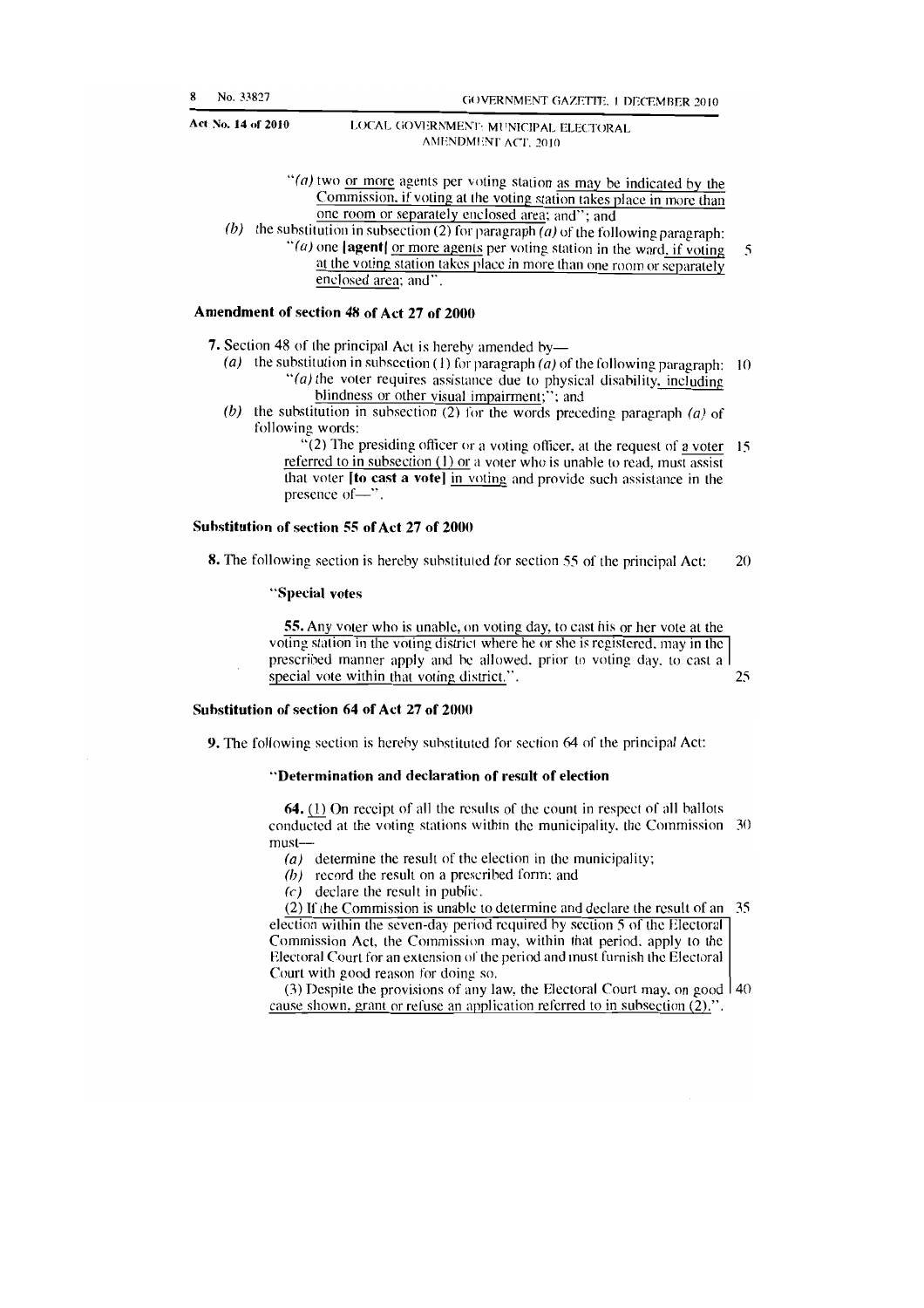"*(a)* two or more agents per voting station as may be indicated by the Commission, if voting at the voting station takes place in more than one room or separately enclosed area; and"; and

*(b)* the substitution in subsection (2) for paragraph *(a)* of the following paragraph:

"*(a)* one **[agent]** or more agents per voting station in the ward, if voting at the voting station takes place in more than one room or separately enclosed area; and".

### Amendment of section 48 of Act 27 of 2000

**7.** Section 48 of the principal Act is hereby amended by—

*(a)* the substitution in subsection (1) for paragraph *(a)* of the following paragraph:

"*(a)* the voter requires assistance due to physical disability, including blindness or other visual impairment;"; and

*(b)* the substitution in subsection (2) for the words preceding paragraph *(a)* of following words:

"(2) The presiding officer or a voting officer, at the request of a voter referred to in subsection (1) or a voter who is unable to read, must assist that voter **[to cast a vote]** in voting and provide such assistance in the presence of—".

### Substitution of section 55 of Act 27 of 2000

**8.** The following section is hereby substituted for section 55 of the principal Act:

"**Special votes**

**55.** Any voter who is unable, on voting day, to cast his or her vote at the voting station in the voting district where he or she is registered, may in the prescribed manner apply and be allowed, prior to voting day, to cast a special vote within that voting district.".

### Substitution of section 64 of Act 27 of 2000

**9.** The following section is hereby substituted for section 64 of the principal Act:

"**Determination and declaration of result of election**

**64.** (1) On receipt of all the results of the count in respect of all ballots conducted at the voting stations within the municipality, the Commission must—

*(a)* determine the result of the election in the municipality;

*(b)* record the result on a prescribed form; and

*(c)* declare the result in public.

(2) If the Commission is unable to determine and declare the result of an election within the seven-day period required by section 5 of the Electoral Commission Act, the Commission may, within that period, apply to the Electoral Court for an extension of the period and must furnish the Electoral Court with good reason for doing so.

(3) Despite the provisions of any law, the Electoral Court may, on good cause shown, grant or refuse an application referred to in subsection (2).".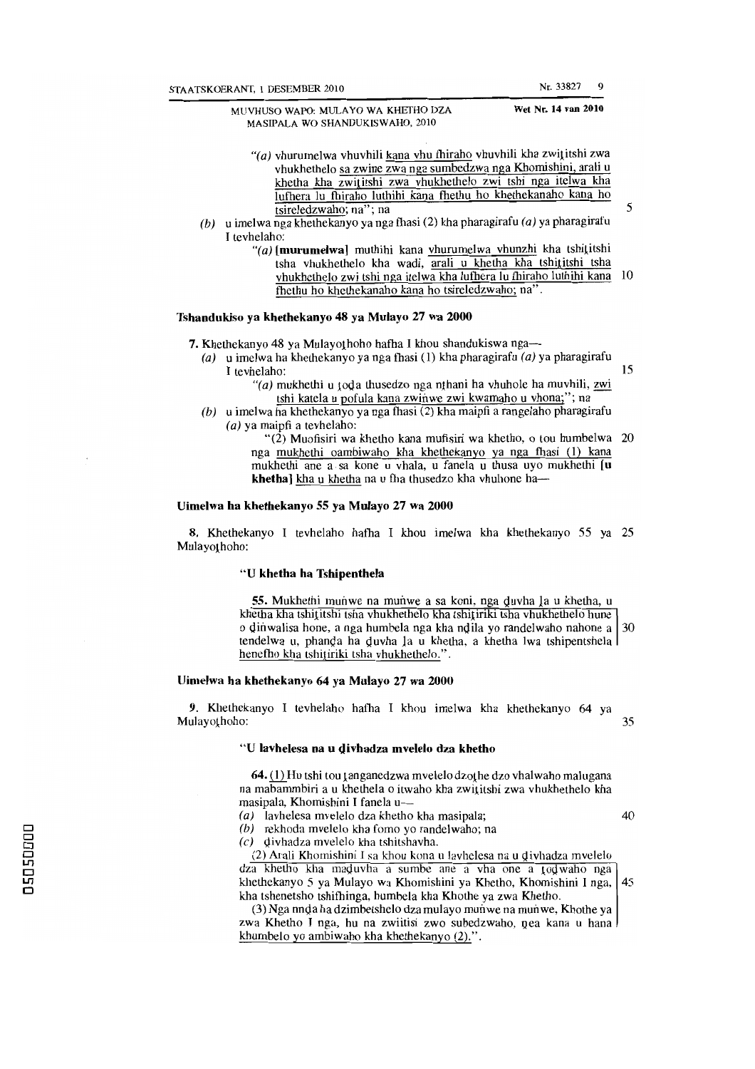"(a) vhurumelwa vhuvhili kana vhu fhiraho vhuvhili kha zwiṱitshi zwa vhukhethelo sa zwine zwa nga sumbedzwa nga Khomishini, arali u khetha kha zwiṱitshi zwa vhukhethelo zwi tshi nga itelwa kha lufhera lu fhiraho luthihi kana fhethu ho khethekanaho kana ho tsireledzwaho; na"; na

(b) u imelwa nga khethekanyo ya nga fhasi (2) kha pharagirafu (a) ya pharagirafu I tevhelaho:

"(a) [**murumelwa**] muthihi kana vhurumelwa vhunzhi kha tshiṱitshi tsha vhukhethelo kha wadi, arali u khetha kha tshiṱitshi tsha vhukhethelo zwi tshi nga itelwa kha lufhera lu fhiraho luthihi kana fhethu ho khethekanaho kana ho tsireledzwaho; na".

### Tshandukiso ya khethekanyo 48 ya Mulayo 27 wa 2000

7. Khethekanyo 48 ya Mulayoṱhoho hafha I khou shandukiswa nga—

(a) u imelwa ha khethekanyo ya nga fhasi (1) kha pharagirafu (a) ya pharagirafu I tevhelaho:

"(a) mukhethi u ṱoḓa thusedzo nga nṱhani ha vhuhole ha muvhili, zwi tshi katela u pofula kana zwiṅwe zwi kwamaho u vhona;"; na

(b) u imelwa ha khethekanyo ya nga fhasi (2) kha maipfi a rangelaho pharagirafu (a) ya maipfi a tevhelaho:

"(2) Muofisiri wa khetho kana mufisiri wa khetho, o tou humbelwa nga mukhethi oambiwaho kha khethekanyo ya nga fhasi (1) kana mukhethi ane a sa kone u vhala, u fanela u thusa uyo mukhethi [**u khetha**] kha u khetha na u fha thusedzo kha vhuhone ha—

### Uimelwa ha khethekanyo 55 ya Mulayo 27 wa 2000

8. Khethekanyo I tevhelaho hafha I khou imelwa kha khethekanyo 55 ya Mulayoṱhoho:

#### "U khetha ha Tshipenthela

55. Mukhethi muṅwe na muṅwe a sa koni, nga ḓuvha ḽa u khetha, u khetha kha tshiṱitshi tsha vhukhethelo kha tshiṱiriki tsha vhukhethelo hune o ḓiṅwalisa hone, a nga humbela nga kha nḓila yo randelwaho nahone a tendelwa u, phanḓa ha ḓuvha ḽa u khetha, a khetha lwa tshipentshela henefho kha tshiṱiriki tsha vhukhethelo.".

### Uimelwa ha khethekanyo 64 ya Mulayo 27 wa 2000

9. Khethekanyo I tevhelaho hafha I khou imelwa kha khethekanyo 64 ya Mulayoṱhoho:

#### "U lavhelesa na u ḓivhadza mvelelo dza khetho

64. (1) Hu tshi tou ṱanganedzwa mvelelo dzoṱhe dzo vhalwaho malugana na mabammbiri a u khethela o itwaho kha zwiṱitshi zwa vhukhethelo kha masipala, Khomishini I fanela u—

(a) lavhelesa mvelelo dza khetho kha masipala;

(b) rekhoda mvelelo kha fomo yo randelwaho; na

(c) ḓivhadza mvelelo kha tshitshavha.

(2) Arali Khomishini I sa khou kona u lavhelesa na u ḓivhadza mvelelo dza khetho kha maḓuvha a sumbe ane a vha one a ṱoḓwaho nga khethekanyo 5 ya Mulayo wa Khomishini ya Khetho, Khomishini I nga, kha tshenetsho tshifhinga, humbela kha Khothe ya zwa Khetho.

(3) Nga nnḓa ha dzimbetshelo dza mulayo muṅwe na muṅwe, Khothe ya zwa Khetho I nga, hu na zwiitisi zwo subedzwaho, ṋea kana u hana khumbelo yo ambiwaho kha khethekanyo (2).".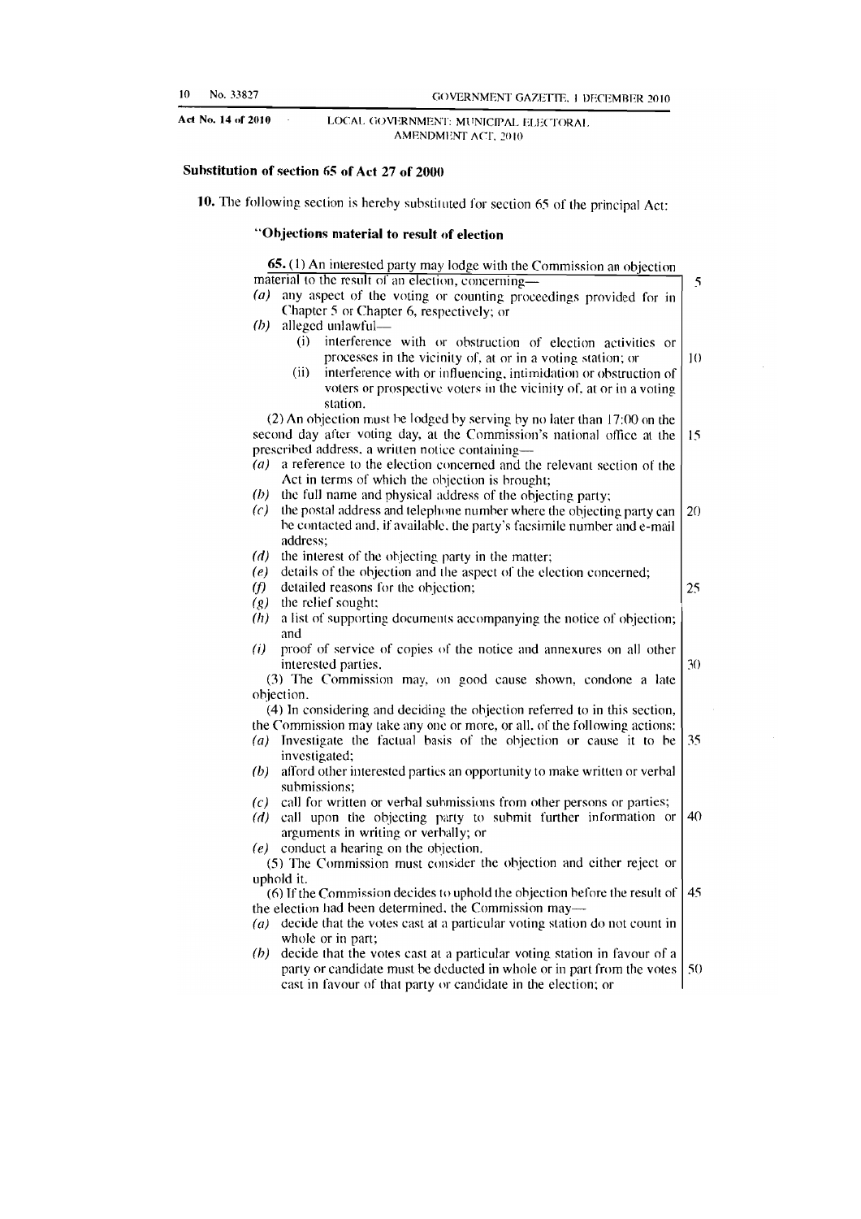## Substitution of section 65 of Act 27 of 2000

**10.** The following section is hereby substituted for section 65 of the principal Act:

### "Objections material to result of election

**65.** (1) An interested party may lodge with the Commission an objection material to the result of an election, concerning—

*(a)* any aspect of the voting or counting proceedings provided for in Chapter 5 or Chapter 6, respectively; or

*(b)* alleged unlawful—

(i) interference with or obstruction of election activities or processes in the vicinity of, at or in a voting station; or

(ii) interference with or influencing, intimidation or obstruction of voters or prospective voters in the vicinity of, at or in a voting station.

(2) An objection must be lodged by serving by no later than 17:00 on the second day after voting day, at the Commission's national office at the prescribed address, a written notice containing—

*(a)* a reference to the election concerned and the relevant section of the Act in terms of which the objection is brought;

*(b)* the full name and physical address of the objecting party;

*(c)* the postal address and telephone number where the objecting party can be contacted and, if available, the party's facsimile number and e-mail address;

*(d)* the interest of the objecting party in the matter;

*(e)* details of the objection and the aspect of the election concerned;

*(f)* detailed reasons for the objection;

*(g)* the relief sought;

*(h)* a list of supporting documents accompanying the notice of objection; and

*(i)* proof of service of copies of the notice and annexures on all other interested parties.

(3) The Commission may, on good cause shown, condone a late objection.

(4) In considering and deciding the objection referred to in this section, the Commission may take any one or more, or all, of the following actions:

*(a)* Investigate the factual basis of the objection or cause it to be investigated;

*(b)* afford other interested parties an opportunity to make written or verbal submissions;

*(c)* call for written or verbal submissions from other persons or parties;

*(d)* call upon the objecting party to submit further information or arguments in writing or verbally; or

*(e)* conduct a hearing on the objection.

(5) The Commission must consider the objection and either reject or uphold it.

(6) If the Commission decides to uphold the objection before the result of the election had been determined, the Commission may—

*(a)* decide that the votes cast at a particular voting station do not count in whole or in part;

*(b)* decide that the votes cast at a particular voting station in favour of a party or candidate must be deducted in whole or in part from the votes cast in favour of that party or candidate in the election; or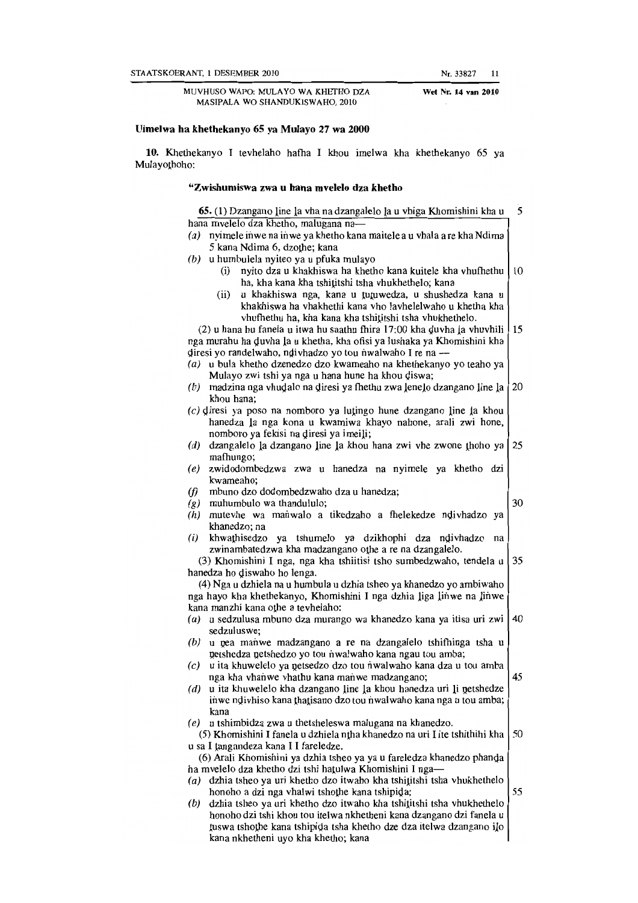**Uimelwa ha khethekanyo 65 ya Mulayo 27 wa 2000**

**10.** Khethekanyo I tevhelaho hafha I khou imelwa kha khethekanyo 65 ya Mulayoṭhoho:

**"Zwishumiswa zwa u hana mvelelo dza khetho**

**65.** (1) Dzangano ḽine ḽa vha na dzangalelo ḽa u vhiga Khomishini kha u hana mvelelo dza khetho, malugana na—

(*a*) nyimele iṅwe na iṅwe ya khetho kana maitele a u vhala a re kha Ndima 5 kana Ndima 6, dzoṭhe; kana

(*b*) u humbulela nyiteo ya u pfuka mulayo

(i) nyito dza u khakhiswa ha khetho kana kuitele kha vhufhethu ha, kha kana kha tshiṭitshi tsha vhukhethelo; kana

(ii) u khakhiswa nga, kana u ṭuṭuwedza, u shushedza kana u khakhiswa ha vhakhethi kana vho ḽavhelelwaho u khetha kha vhufhethu ha, kha kana kha tshiṭitshi tsha vhukhethelo.

(2) u hana hu fanela u itwa hu saathu fhira 17:00 kha ḓuvha ḽa vhuvhili nga murahu ha ḓuvha ḽa u khetha, kha ofisi ya lushaka ya Khomishini kha ḓiresi yo randelwaho, nḓivhadzo yo tou ṅwalwaho I re na —

(*a*) u bula khetho dzenedzo dzo kwameaho na khethekanyo yo teaho ya Mulayo zwi tshi ya nga u hana hune ha khou ḓiswa;

(*b*) madzina nga vhuḓalo na ḓiresi ya fhethu zwa ḽeneḽo dzangano ḽine ḽa khou hana;

(*c*) ḓiresi ya poso na nomboro ya luṭingo hune dzangano ḽine ḽa khou hanedza ḽa nga kona u kwamiwa khayo nahone, arali zwi hone, nomboro ya fekisi na ḓiresi ya imeiḽi;

(*d*) dzangalelo ḽa dzangano ḽine ḽa khou hana zwi vhe zwone ṭhoho ya mafhungo;

(*e*) zwidodombedzwa zwa u hanedza na nyimele ya khetho dzi kwameaho;

(*f*) mbuno dzo dodombedzwaho dza u hanedza;

(*g*) muhumbulo wa thandululo;

(*h*) mutevhe wa maṅwalo a tikedzaho a fhelekedze nḓivhadzo ya khanedzo; na

(*i*) khwaṭhisedzo ya tshumelo ya dzikhophi dza nḓivhadzo na zwinambatedzwa kha madzangano oṭhe a re na dzangalelo.

(3) Khomishini I nga, nga kha tshiitisi tsho sumbedzwaho, tendela u hanedza ho ḓiswaho ho lenga.

(4) Nga u dzhiela na u humbula u dzhia tsheo ya khanedzo yo ambiwaho nga hayo kha khethekanyo, Khomishini I nga dzhia ḽiga ḽiṅwe na ḽiṅwe kana manzhi kana oṭhe a tevhelaho:

(*a*) u sedzulusa mbuno dza murango wa khanedzo kana ya itisa uri zwi sedzuluswe;

(*b*) u ṋea maṅwe madzangano a re na dzangalelo tshifhinga tsha u ṋetshedza ṋetshedzo yo tou ṅwalwaho kana ngau tou amba;

(*c*) u ita khuwelelo ya ṋetsedzo dzo tou ṅwalwaho kana dza u tou amba nga kha vhaṅwe vhathu kana maṅwe madzangano;

(*d*) u ita khuwelelo kha dzangano ḽine ḽa khou hanedza uri ḽi ṋetshedze iṅwe nḓivhiso kana ṱhaṱisano dzo tou ṅwalwaho kana nga u tou amba; kana

(*e*) u tshimbidza zwa u thetsheleswa malugana na khanedzo.

(5) Khomishini I fanela u dzhiela nṱha khanedzo na uri I ite tshithihi kha u sa I ṱangandeza kana I I fareledze.

(6) Arali Khomishini ya dzhia tsheo ya ya u fareledza khanedzo phanḓa ha mvelelo dza khetho dzi tshi haṱulwa Khomishini I nga—

(*a*) dzhia tsheo ya uri khetho dzo itwaho kha tshiṭitshi tsha vhukhethelo honoho a dzi nga vhalwi tshoṭhe kana tshipiḓa;

(*b*) dzhia tsheo ya uri khetho dzo itwaho kha tshiṭitshi tsha vhukhethelo honoho dzi tshi khou tou itelwa nkhetheni kana dzangano dzi fanela u ṱuswa tshoṭhe kana tshipiḓa tsha khetho dze dza itelwa dzangano iḽo kana nkhetheni uyo kha khetho; kana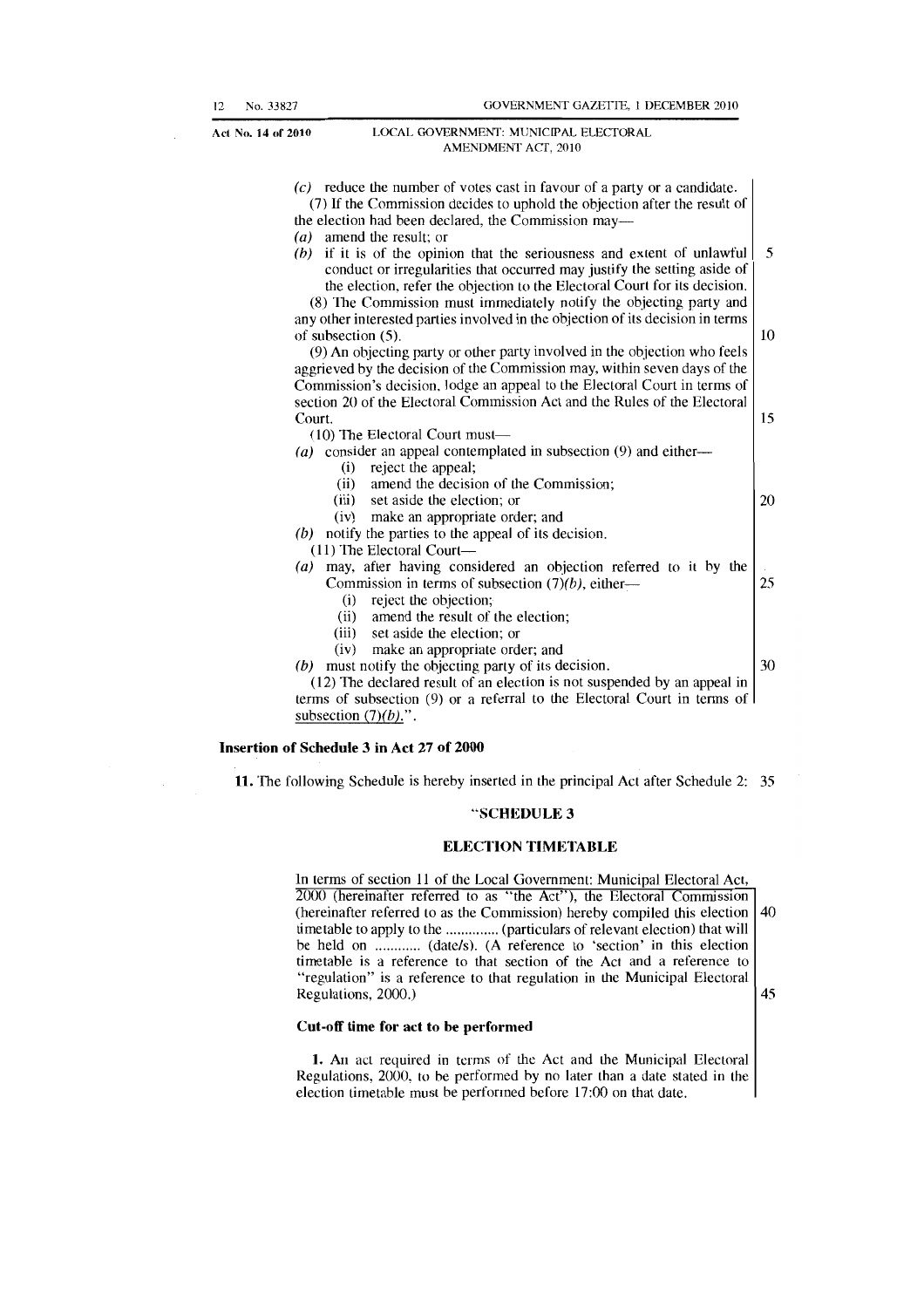(*c*) reduce the number of votes cast in favour of a party or a candidate.

(7) If the Commission decides to uphold the objection after the result of the election had been declared, the Commission may—

(*a*) amend the result; or

(*b*) if it is of the opinion that the seriousness and extent of unlawful conduct or irregularities that occurred may justify the setting aside of the election, refer the objection to the Electoral Court for its decision.

(8) The Commission must immediately notify the objecting party and any other interested parties involved in the objection of its decision in terms of subsection (5).

(9) An objecting party or other party involved in the objection who feels aggrieved by the decision of the Commission may, within seven days of the Commission's decision, lodge an appeal to the Electoral Court in terms of section 20 of the Electoral Commission Act and the Rules of the Electoral Court.

(10) The Electoral Court must—

(*a*) consider an appeal contemplated in subsection (9) and either—
   - (i) reject the appeal;
   - (ii) amend the decision of the Commission;
   - (iii) set aside the election; or
   - (iv) make an appropriate order; and

(*b*) notify the parties to the appeal of its decision.

(11) The Electoral Court—

(*a*) may, after having considered an objection referred to it by the Commission in terms of subsection (7)(*b*), either—
   - (i) reject the objection;
   - (ii) amend the result of the election;
   - (iii) set aside the election; or
   - (iv) make an appropriate order; and

(*b*) must notify the objecting party of its decision.

(12) The declared result of an election is not suspended by an appeal in terms of subsection (9) or a referral to the Electoral Court in terms of subsection (7)(*b*).".

**Insertion of Schedule 3 in Act 27 of 2000**

**11.** The following Schedule is hereby inserted in the principal Act after Schedule 2:

## "SCHEDULE 3

## ELECTION TIMETABLE

In terms of section 11 of the Local Government: Municipal Electoral Act, 2000 (hereinafter referred to as "the Act"), the Electoral Commission (hereinafter referred to as the Commission) hereby compiled this election timetable to apply to the ............. (particulars of relevant election) that will be held on ............ (date/s). (A reference to 'section' in this election timetable is a reference to that section of the Act and a reference to "regulation" is a reference to that regulation in the Municipal Electoral Regulations, 2000.)

### Cut-off time for act to be performed

**1.** An act required in terms of the Act and the Municipal Electoral Regulations, 2000, to be performed by no later than a date stated in the election timetable must be performed before 17:00 on that date.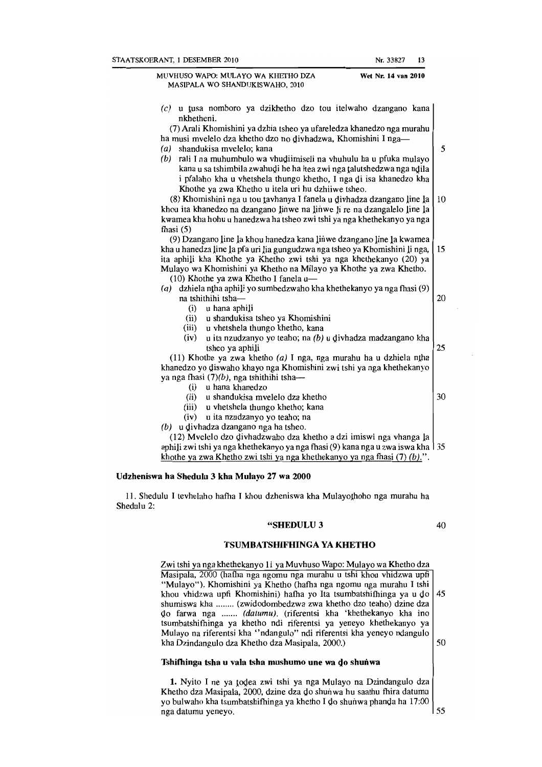(c) u ṭusa nomboro ya dzikhetho dzo tou itelwaho dzangano kana nkhetheni.

(7) Arali Khomishini ya dzhia tsheo ya ufareledza khanedzo nga murahu ha musi mvelelo dza khetho dzo no ḓivhadzwa, Khomishini I nga—

(a) shandukisa mvelelo; kana

(b) rali I na muhumbulo wa vhuḓiimiseli na vhuhulu ha u pfuka mulayo kana u sa tshimbila zwahuḓi he ha itea zwi nga ṱalutshedzwa nga nḓila i pfalaho kha u vhetshela thungo khetho, I nga ḓi isa khanedzo kha Khothe ya zwa Khetho u itela uri hu dzhiiwe tsheo.

(8) Khomishini nga u tou ṱavhanya I fanela u ḓivhadza dzangano ḽine ḽa khou ita khanedzo na dzangano ḽiṅwe na ḽiṅwe ḽi re na dzangalelo ḽine ḽa kwamea kha hohu u hanedzwa ha tsheo zwi tshi ya nga khethekanyo ya nga fhasi (5)

(9) Dzangano ḽine ḽa khou hanedza kana ḽiṅwe dzangano ḽine ḽa kwamea kha u hanedza ḽine ḽa pfa uri ḽia gungudzwa nga tsheo ya Khomishini ḽi nga, ita aphiḽi kha Khothe ya Khetho zwi tshi ya nga khethekanyo (20) ya Mulayo wa Khomishini ya Khetho na Milayo ya Khothe ya zwa Khetho.

(10) Khothe ya zwa Khetho I fanela u—

(a) dzhiela nṱha aphiḽi yo sumbedzwaho kha khethekanyo ya nga fhasi (9) na tshithihi tsha—

(i) u hana aphiḽi

(ii) u shandukisa tsheo ya Khomishini

(iii) u vhetshela thungo khetho, kana

(iv) u ita nzudzanyo yo teaho; na (b) u ḓivhadza madzangano kha tsheo ya aphiḽi

(11) Khothe ya zwa khetho (a) I nga, nga murahu ha u dzhiela nṱha khanedzo yo ḓiswaho khayo nga Khomishini zwi tshi ya nga khethekanyo ya nga fhasi (7)(b), nga tshithihi tsha—

(i) u hana khanedzo

(ii) u shandukisa mvelelo dza khetho

(iii) u vhetshela thungo khetho; kana

(iv) u ita nzudzanyo yo teaho; na

(b) u ḓivhadza dzangano nga ha tsheo.

(12) Mvelelo dzo ḓivhadzwaho dza khetho a dzi imiswi nga vhanga ḽa aphiḽi zwi tshi ya nga khethekanyo ya nga fhasi (9) kana nga u zwa iswa kha khothe ya zwa Khetho zwi tshi ya nga khethekanyo ya nga fhasi (7) (b).".

**Udzheniswa ha Shedulu 3 kha Mulayo 27 wa 2000**

11. Shedulu I tevhelaho hafha I khou dzheniswa kha Mulayoṱhoho nga murahu ha Shedulu 2:

### "SHEDULU 3

### TSUMBATSHIFHINGA YA KHETHO

Zwi tshi ya nga khethekanyo 11 ya Muvhuso Wapo: Mulayo wa Khetho dza Masipala, 2000 (hafha nga ngomu nga murahu u tshi khou vhidzwa upfi "Mulayo"). Khomishini ya Khetho (hafha nga ngomu nga murahu I tshi khou vhidzwa upfi Khomishini) hafha yo Ita tsumbatshifhinga ya u ḓo shumiswa kha ........ (zwidodombedzwa zwa khetho dzo teaho) dzine dza ḓo farwa nga ....... *(datumu)*. (riferentsi kha 'khethekanyo kha ino tsumbatshifhinga ya khetho ndi riferentsi ya yeneyo khethekanyo ya Mulayo na riferentsi kha "ndangulo" ndi riferentsi kha yeneyo ndangulo kha Dzindangulo dza Khetho dza Masipala, 2000.)

**Tshifhinga tsha u vala tsha mushumo une wa ḓo shuṅwa**

**1.** Nyito I ne ya ṱoḓea zwi tshi ya nga Mulayo na Dzindangulo dza Khetho dza Masipala, 2000, dzine dza ḓo shuṅwa hu saathu fhira datumu yo bulwaho kha tsumbatshifhinga ya khetho I ḓo shuṅwa phanḓa ha 17:00 nga datumu yeneyo.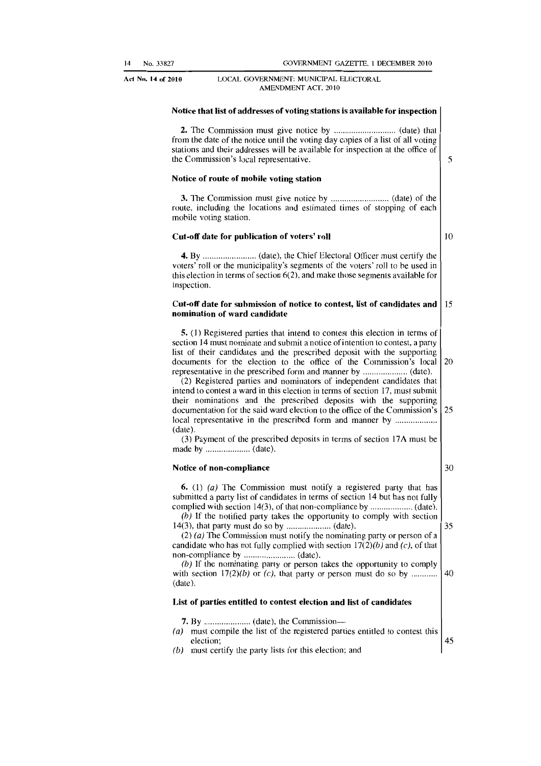**Notice that list of addresses of voting stations is available for inspection**

**2.** The Commission must give notice by ............................ (date) that from the date of the notice until the voting day copies of a list of all voting stations and their addresses will be available for inspection at the office of the Commission's local representative.

**Notice of route of mobile voting station**

**3.** The Commission must give notice by .......................... (date) of the route, including the locations and estimated times of stopping of each mobile voting station.

**Cut-off date for publication of voters' roll**

**4.** By ........................ (date), the Chief Electoral Officer must certify the voters' roll or the municipality's segments of the voters' roll to be used in this election in terms of section 6(2), and make those segments available for inspection.

**Cut-off date for submission of notice to contest, list of candidates and nomination of ward candidate**

**5.** (1) Registered parties that intend to contest this election in terms of section 14 must nominate and submit a notice of intention to contest, a party list of their candidates and the prescribed deposit with the supporting documents for the election to the office of the Commission's local representative in the prescribed form and manner by .................... (date).

(2) Registered parties and nominators of independent candidates that intend to contest a ward in this election in terms of section 17, must submit their nominations and the prescribed deposits with the supporting documentation for the said ward election to the office of the Commission's local representative in the prescribed form and manner by ................... (date).

(3) Payment of the prescribed deposits in terms of section 17A must be made by .................... (date).

**Notice of non-compliance**

**6.** (1) *(a)* The Commission must notify a registered party that has submitted a party list of candidates in terms of section 14 but has not fully complied with section 14(3), of that non-compliance by ................... (date).

*(b)* If the notified party takes the opportunity to comply with section 14(3), that party must do so by .................... (date).

(2) *(a)* The Commission must notify the nominating party or person of a candidate who has not fully complied with section 17(2)*(b)* and *(c)*, of that non-compliance by ........................ (date).

*(b)* If the nominating party or person takes the opportunity to comply with section 17(2)*(b)* or *(c)*, that party or person must do so by ............ (date).

**List of parties entitled to contest election and list of candidates**

**7.** By ..................... (date), the Commission—

*(a)* must compile the list of the registered parties entitled to contest this election;

*(b)* must certify the party lists for this election; and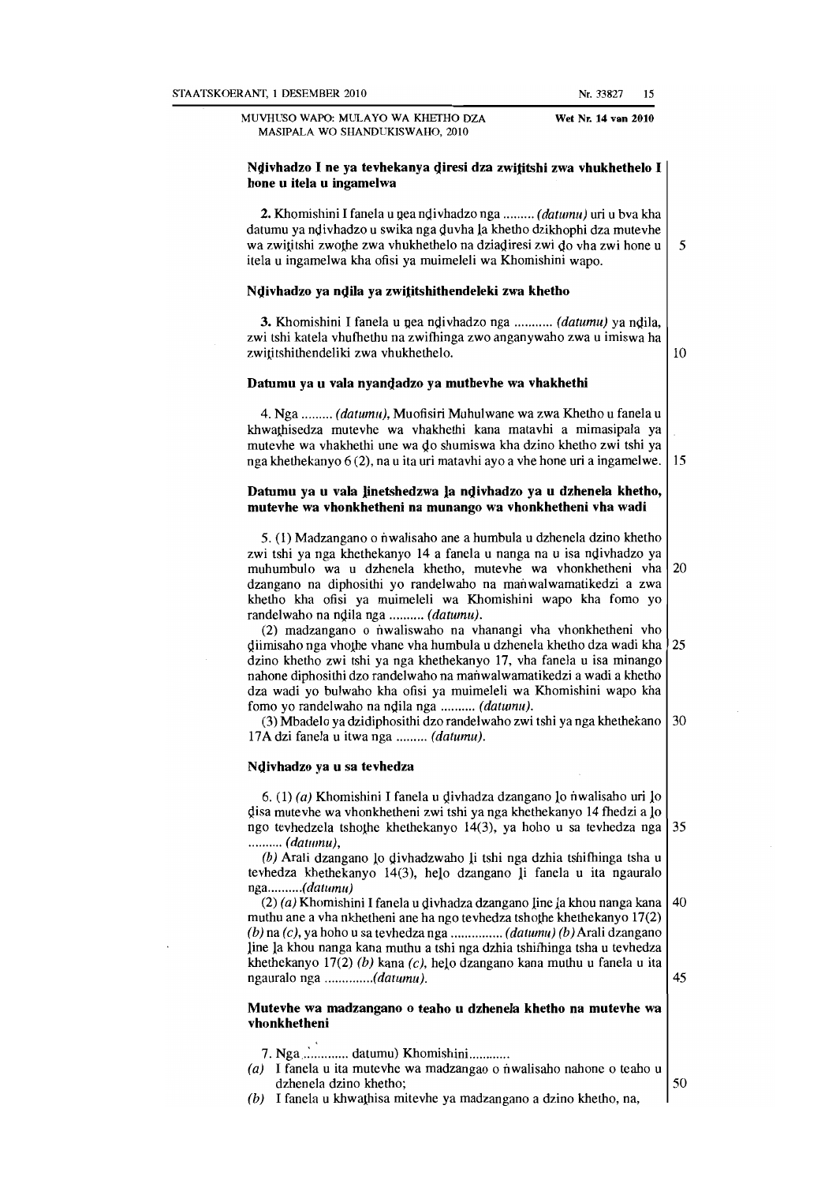**Nḓivhadzo I ne ya tevhekanya ḓiresi dza zwiṱitshi zwa vhukhethelo I hone u itela u ingamelwa**

2. Khomishini I fanela u ṋea nḓivhadzo nga ......... *(datumu)* uri u bva kha datumu ya nḓivhadzo u swika nga ḓuvha ḽa khetho dzikhophi dza mutevhe wa zwiṱitshi zwoṱhe zwa vhukhethelo na dziaḓiresi zwi ḓo vha zwi hone u itela u ingamelwa kha ofisi ya muimeleli wa Khomishini wapo.

**Nḓivhadzo ya nḓila ya zwiṱitshithendeleki zwa khetho**

3. Khomishini I fanela u ṋea nḓivhadzo nga ........... *(datumu)* ya nḓila, zwi tshi katela vhufhethu na zwifhinga zwo anganywaho zwa u imiswa ha zwiṱitshithendeliki zwa vhukhethelo.

**Datumu ya u vala nyanḓadzo ya mutevhe wa vhakhethi**

4. Nga ......... *(datumu)*, Muofisiri Muhulwane wa zwa Khetho u fanela u khwaṱhisedza mutevhe wa vhakhethi kana matavhi a mimasipala ya mutevhe wa vhakhethi une wa ḓo shumiswa kha dzino khetho zwi tshi ya nga khethekanyo 6 (2), na u ita uri matavhi ayo a vhe hone uri a ingamelwe.

**Datumu ya u vala ḽinetshedzwa ḽa nḓivhadzo ya u dzhenela khetho, mutevhe wa vhonkhetheni na munango wa vhonkhetheni vha wadi**

5. (1) Madzangano o ṅwalisaho ane a humbula u dzhenela dzino khetho zwi tshi ya nga khethekanyo 14 a fanela u nanga na u isa nḓivhadzo ya muhumbulo wa u dzhenela khetho, mutevhe wa vhonkhetheni vha dzangano na diphosithi yo randelwaho na maṅwalwamatikedzi a zwa khetho kha ofisi ya muimeleli wa Khomishini wapo kha fomo yo randelwaho na nḓila nga .......... *(datumu)*.

(2) madzangano o ṅwaliswaho na vhanangi vha vhonkhetheni vho ḓiimisaho nga vhoṱhe vhane vha humbula u dzhenela khetho dza wadi kha dzino khetho zwi tshi ya nga khethekanyo 17, vha fanela u isa minango nahone diphosithi dzo randelwaho na maṅwalwamatikedzi a wadi a khetho dza wadi yo bulwaho kha ofisi ya muimeleli wa Khomishini wapo kha fomo yo randelwaho na nḓila nga .......... *(datumu)*.

(3) Mbadelo ya dzidiphosithi dzo randelwaho zwi tshi ya nga khethekano 17A dzi fanela u itwa nga ......... *(datumu)*.

**Nḓivhadzo ya u sa tevhedza**

6. (1) *(a)* Khomishini I fanela u ḓivhadza dzangano ḽo ṅwalisaho uri ḽo ḓisa mutevhe wa vhonkhetheni zwi tshi ya nga khethekanyo 14 fhedzi a ḽo ngo tevhedzela tshoṱhe khethekanyo 14(3), ya hoho u sa tevhedza nga .......... *(datumu)*,

*(b)* Arali dzangano ḽo ḓivhadzwaho ḽi tshi nga dzhia tshifhinga tsha u tevhedza khethekanyo 14(3), heḽo dzangano ḽi fanela u ita ngauralo nga..........*(datumu)*

(2) *(a)* Khomishini I fanela u ḓivhadza dzangano ḽine ḽa khou nanga kana muthu ane a vha nkhetheni ane ha ngo tevhedza tshoṱhe khethekanyo 17(2) *(b)* na *(c)*, ya hoho u sa tevhedza nga ............... *(datumu)* *(b)* Arali dzangano ḽine ḽa khou nanga kana muthu a tshi nga dzhia tshifhinga tsha u tevhedza khethekanyo 17(2) *(b)* kana *(c)*, heḽo dzangano kana muthu u fanela u ita ngauralo nga ..............*(datumu)*.

**Mutevhe wa madzangano o teaho u dzhenela khetho na mutevhe wa vhonkhetheni**

7. Nga ............. datumu) Khomishini............

*(a)* I fanela u ita mutevhe wa madzangao o ṅwalisaho nahone o teaho u dzhenela ḓzino khetho;

*(b)* I fanela u khwaṱhisa mitevhe ya madzangano a dzino khetho, na,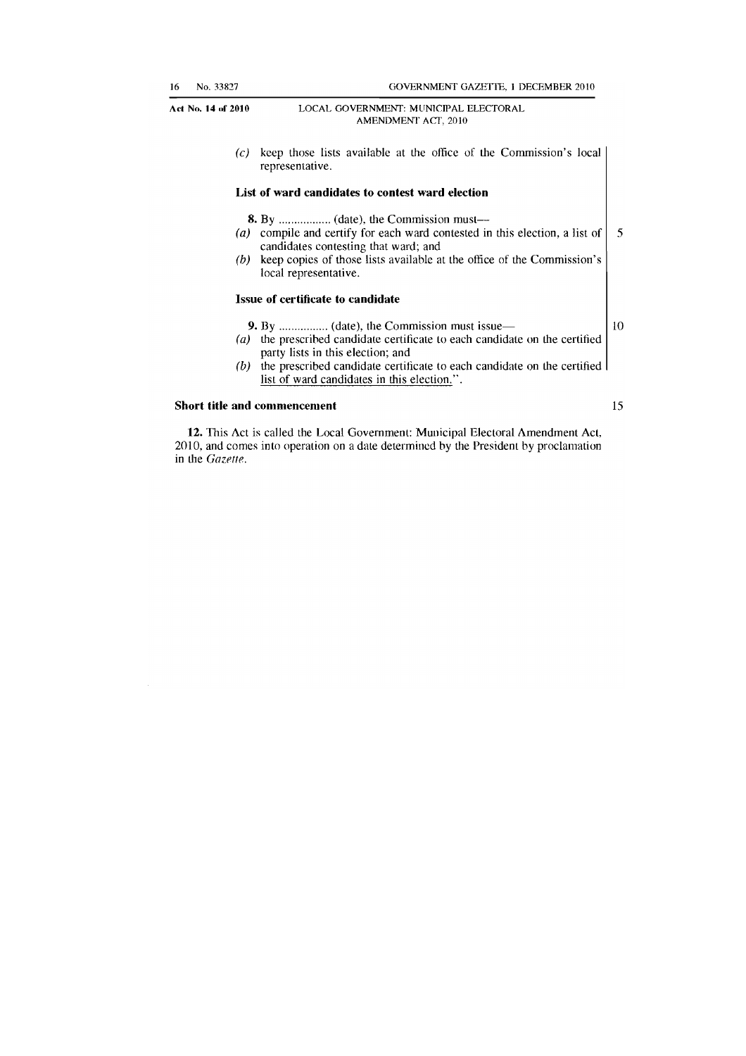(*c*) keep those lists available at the office of the Commission's local representative.

**List of ward candidates to contest ward election**

**8.** By ................. (date), the Commission must—

(*a*) compile and certify for each ward contested in this election, a list of candidates contesting that ward; and

(*b*) keep copies of those lists available at the office of the Commission's local representative.

**Issue of certificate to candidate**

**9.** By ................ (date), the Commission must issue—

(*a*) the prescribed candidate certificate to each candidate on the certified party lists in this election; and

(*b*) the prescribed candidate certificate to each candidate on the certified list of ward candidates in this election.".

**Short title and commencement**

**12.** This Act is called the Local Government: Municipal Electoral Amendment Act, 2010, and comes into operation on a date determined by the President by proclamation in the *Gazette*.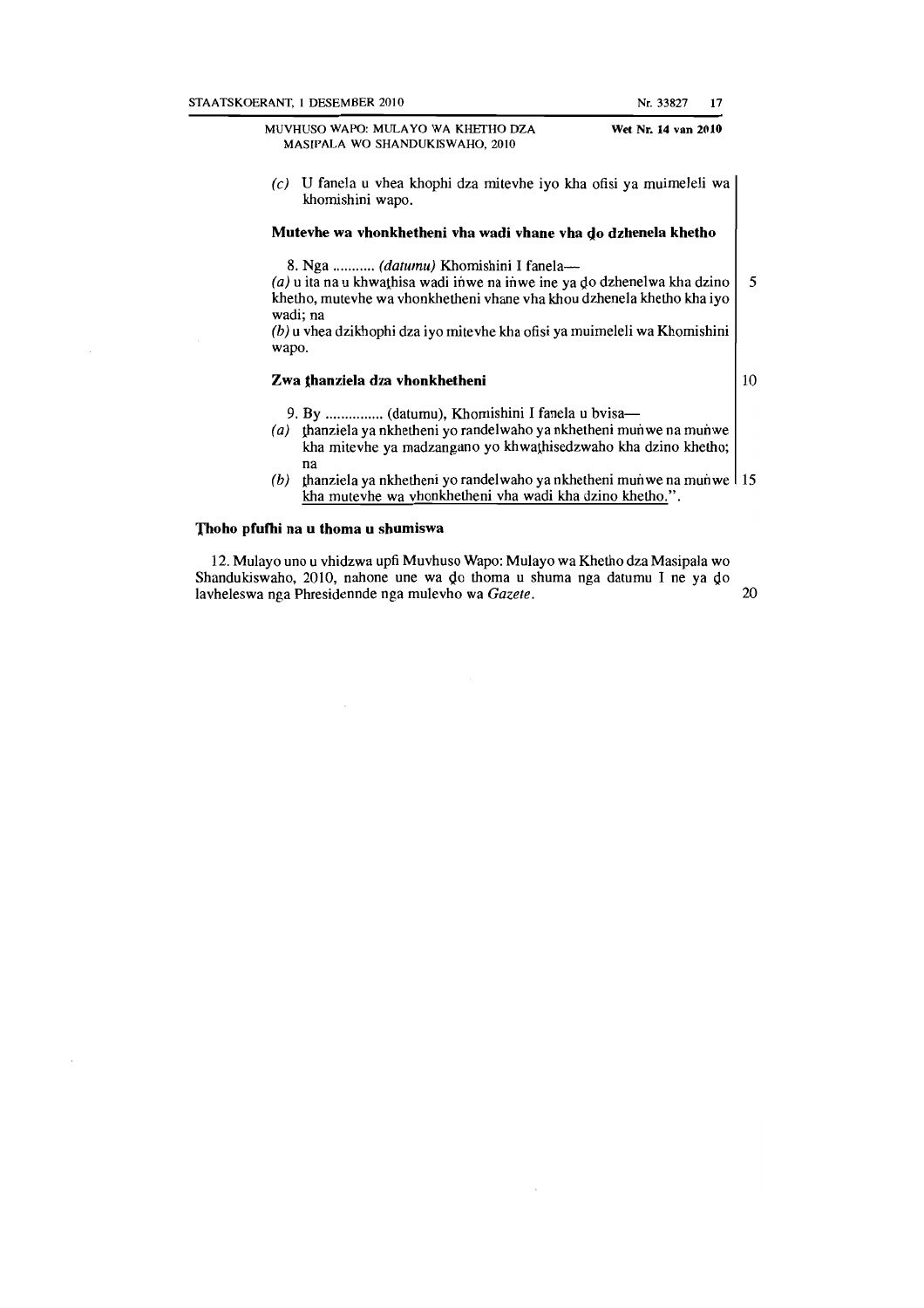(c) U fanela u vhea khophi dza mitevhe iyo kha ofisi ya muimeleli wa khomishini wapo.

**Mutevhe wa vhonkhetheni vha wadi vhane vha ḓo dzhenela khetho**

8. Nga ........... *(datumu)* Khomishini I fanela—
*(a)* u ita na u khwaṭhisa wadi iṅwe na iṅwe ine ya ḓo dzhenelwa kha dzino khetho, mutevhe wa vhonkhetheni vhane vha khou dzhenela khetho kha iyo wadi; na
*(b)* u vhea dzikhophi dza iyo mitevhe kha ofisi ya muimeleli wa Khomishini wapo.

**Zwa ṱhanziela dza vhonkhetheni**

9. By .............. (datumu), Khomishini I fanela u bvisa—
(a) ṱhanziela ya nkhetheni yo randelwaho ya nkhetheni muṅwe na muṅwe kha mitevhe ya madzangano yo khwaṭhisedzwaho kha dzino khetho; na
(b) ṱhanziela ya nkhetheni yo randelwaho ya nkhetheni muṅwe na muṅwe kha mutevhe wa vhonkhetheni vha wadi kha dzino khetho.".

**Ṱhoho pfufhi na u thoma u shumiswa**

12. Mulayo uno u vhidzwa upfi Muvhuso Wapo: Mulayo wa Khetho dza Masipala wo Shandukiswaho, 2010, nahone une wa ḓo thoma u shuma nga datumu I ne ya ḓo lavheleswa nga Phresidennde nga mulevho wa *Gazete*.